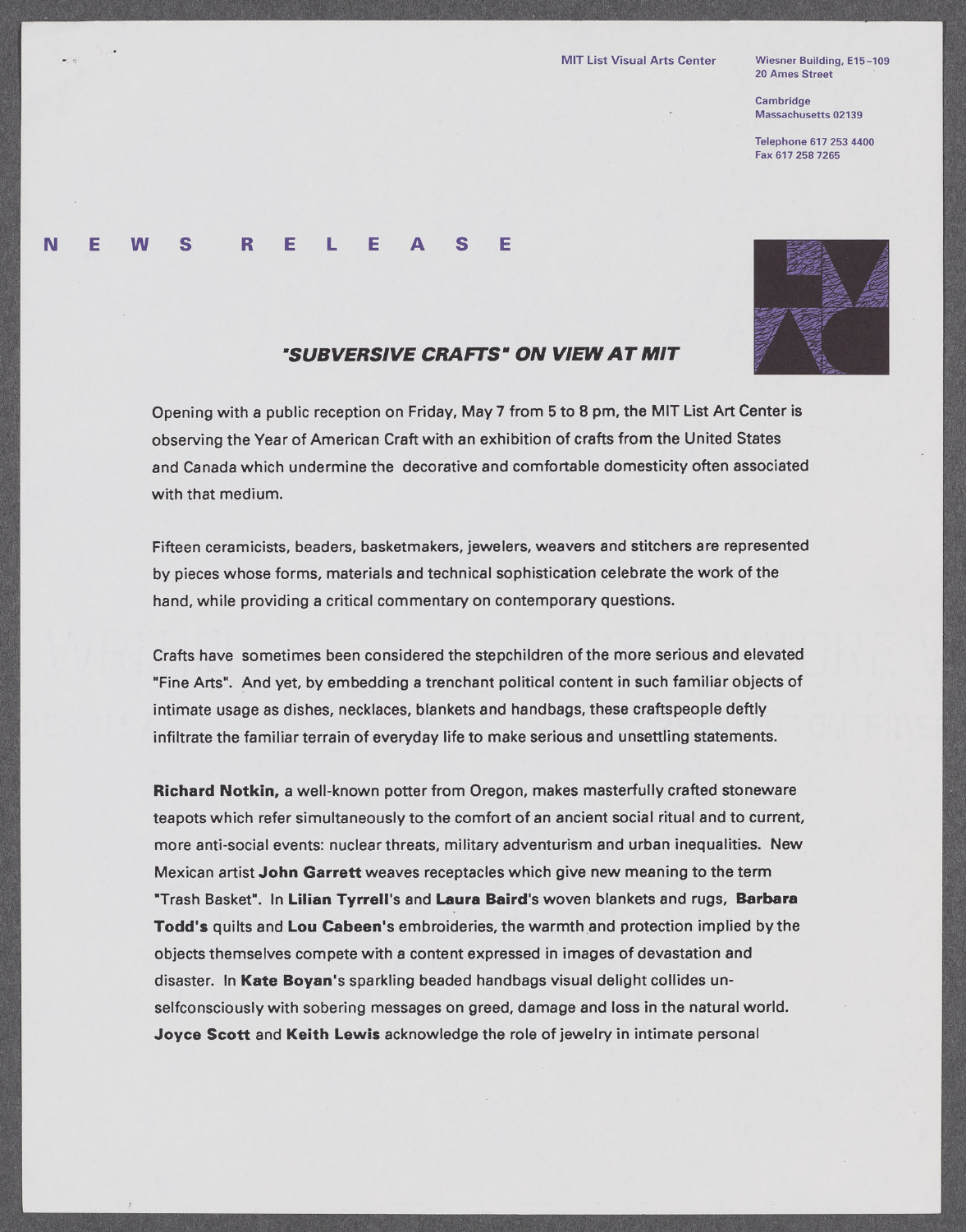MIT List Visual Arts Center

Wiesner Building, E15-109
20 Ames Street

Cambridge
Massachusetts 02139

Telephone 617 253 4400
Fax 617 258 7265

# NEWS RELEASE

## *"SUBVERSIVE CRAFTS" ON VIEW AT MIT*

Opening with a public reception on Friday, May 7 from 5 to 8 pm, the MIT List Art Center is observing the Year of American Craft with an exhibition of crafts from the United States and Canada which undermine the decorative and comfortable domesticity often associated with that medium.

Fifteen ceramicists, beaders, basketmakers, jewelers, weavers and stitchers are represented by pieces whose forms, materials and technical sophistication celebrate the work of the hand, while providing a critical commentary on contemporary questions.

Crafts have sometimes been considered the stepchildren of the more serious and elevated "Fine Arts". And yet, by embedding a trenchant political content in such familiar objects of intimate usage as dishes, necklaces, blankets and handbags, these craftspeople deftly infiltrate the familiar terrain of everyday life to make serious and unsettling statements.

**Richard Notkin,** a well-known potter from Oregon, makes masterfully crafted stoneware teapots which refer simultaneously to the comfort of an ancient social ritual and to current, more anti-social events: nuclear threats, military adventurism and urban inequalities. New Mexican artist **John Garrett** weaves receptacles which give new meaning to the term "Trash Basket". In **Lilian Tyrrell**'s and **Laura Baird**'s woven blankets and rugs, **Barbara Todd's** quilts and **Lou Cabeen**'s embroideries, the warmth and protection implied by the objects themselves compete with a content expressed in images of devastation and disaster. In **Kate Boyan**'s sparkling beaded handbags visual delight collides un-selfconsciously with sobering messages on greed, damage and loss in the natural world. **Joyce Scott** and **Keith Lewis** acknowledge the role of jewelry in intimate personal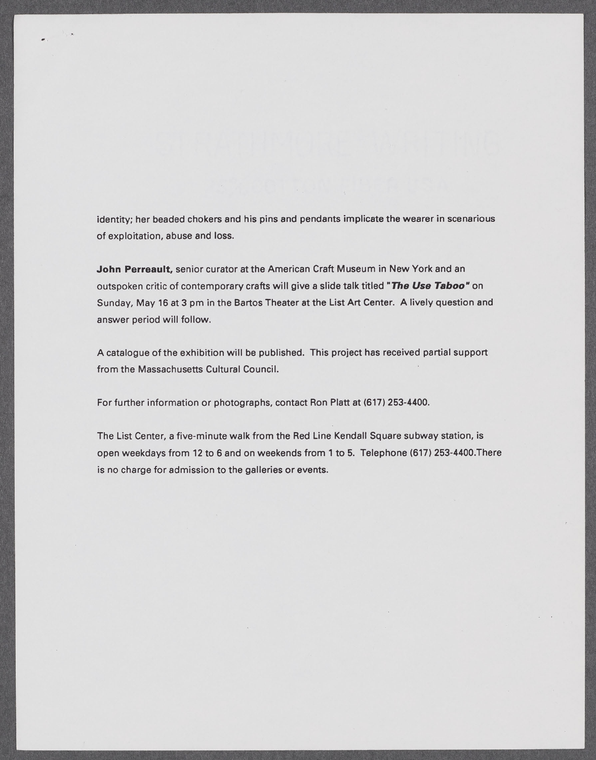identity; her beaded chokers and his pins and pendants implicate the wearer in scenarious of exploitation, abuse and loss.

**John Perreault,** senior curator at the American Craft Museum in New York and an outspoken critic of contemporary crafts will give a slide talk titled ***"The Use Taboo"*** on Sunday, May 16 at 3 pm in the Bartos Theater at the List Art Center. A lively question and answer period will follow.

A catalogue of the exhibition will be published. This project has received partial support from the Massachusetts Cultural Council.

For further information or photographs, contact Ron Platt at (617) 253-4400.

The List Center, a five-minute walk from the Red Line Kendall Square subway station, is open weekdays from 12 to 6 and on weekends from 1 to 5. Telephone (617) 253-4400.There is no charge for admission to the galleries or events.